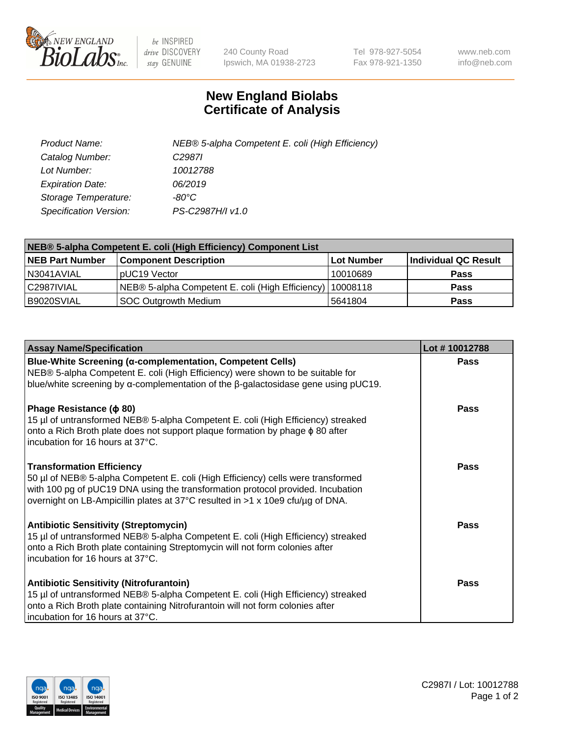New England BioLabs Inc. — be INSPIRED drive DISCOVERY stay GENUINE

240 County Road
Ipswich, MA 01938-2723

Tel 978-927-5054
Fax 978-921-1350

www.neb.com
info@neb.com

# New England Biolabs Certificate of Analysis

| | |
|---|---|
| *Product Name:* | *NEB® 5-alpha Competent E. coli (High Efficiency)* |
| *Catalog Number:* | *C2987I* |
| *Lot Number:* | *10012788* |
| *Expiration Date:* | *06/2019* |
| *Storage Temperature:* | *-80°C* |
| *Specification Version:* | *PS-C2987H/I v1.0* |

| NEB® 5-alpha Competent E. coli (High Efficiency) Component List | | | |
|---|---|---|---|
| **NEB Part Number** | **Component Description** | **Lot Number** | **Individual QC Result** |
| N3041AVIAL | pUC19 Vector | 10010689 | **Pass** |
| C2987IVIAL | NEB® 5-alpha Competent E. coli (High Efficiency) | 10008118 | **Pass** |
| B9020SVIAL | SOC Outgrowth Medium | 5641804 | **Pass** |

| Assay Name/Specification | Lot # 10012788 |
|---|---|
| **Blue-White Screening (α-complementation, Competent Cells)**<br>NEB® 5-alpha Competent E. coli (High Efficiency) were shown to be suitable for blue/white screening by α-complementation of the β-galactosidase gene using pUC19. | **Pass** |
| **Phage Resistance (ϕ 80)**<br>15 µl of untransformed NEB® 5-alpha Competent E. coli (High Efficiency) streaked onto a Rich Broth plate does not support plaque formation by phage ϕ 80 after incubation for 16 hours at 37°C. | **Pass** |
| **Transformation Efficiency**<br>50 µl of NEB® 5-alpha Competent E. coli (High Efficiency) cells were transformed with 100 pg of pUC19 DNA using the transformation protocol provided. Incubation overnight on LB-Ampicillin plates at 37°C resulted in >1 x 10e9 cfu/µg of DNA. | **Pass** |
| **Antibiotic Sensitivity (Streptomycin)**<br>15 µl of untransformed NEB® 5-alpha Competent E. coli (High Efficiency) streaked onto a Rich Broth plate containing Streptomycin will not form colonies after incubation for 16 hours at 37°C. | **Pass** |
| **Antibiotic Sensitivity (Nitrofurantoin)**<br>15 µl of untransformed NEB® 5-alpha Competent E. coli (High Efficiency) streaked onto a Rich Broth plate containing Nitrofurantoin will not form colonies after incubation for 16 hours at 37°C. | **Pass** |

ISO 9001 Registered Quality Management | ISO 13485 Registered Medical Devices | ISO 14001 Registered Environmental Management

C2987I / Lot: 10012788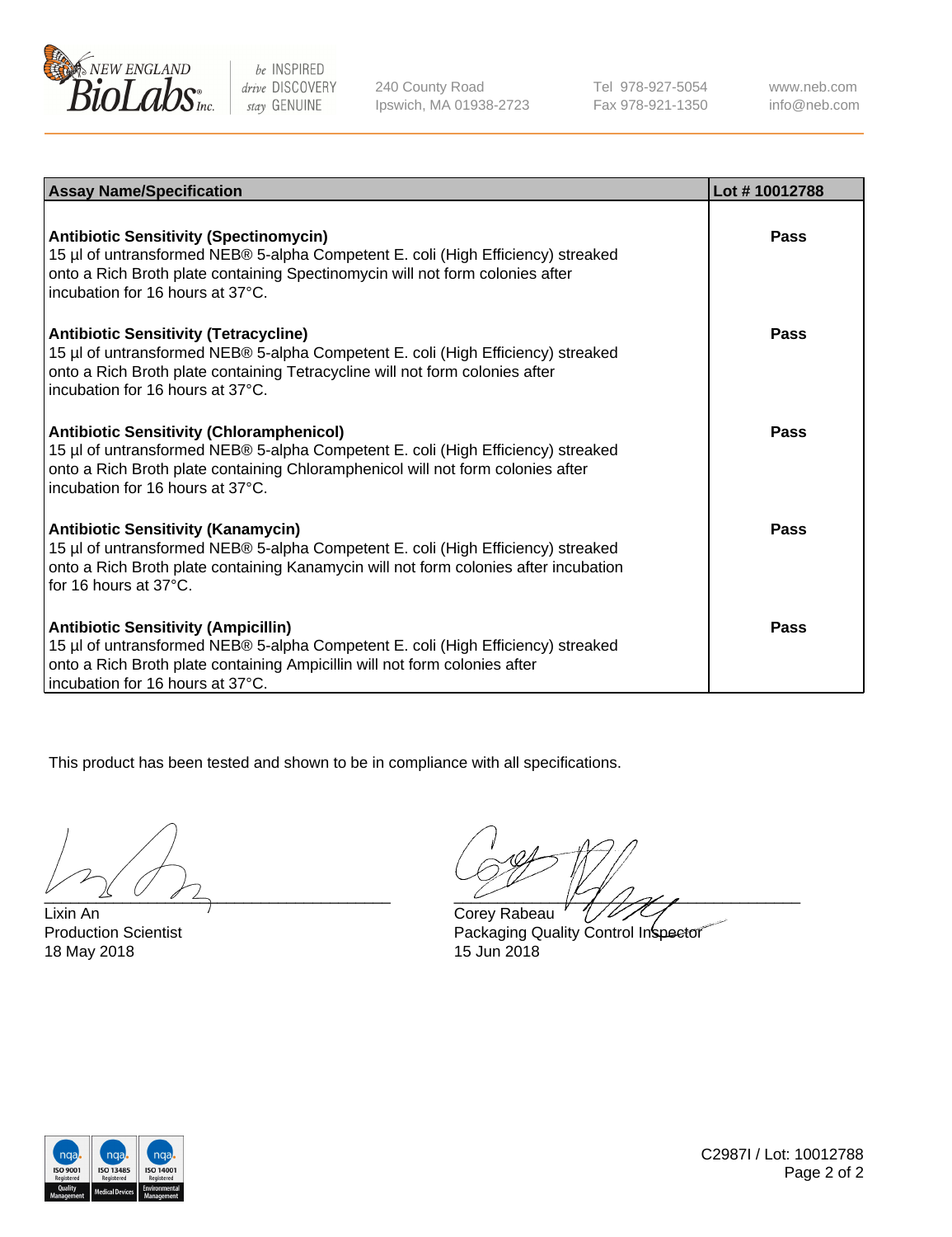New England BioLabs Inc. — be INSPIRED drive DISCOVERY stay GENUINE

240 County Road
Ipswich, MA 01938-2723

Tel 978-927-5054
Fax 978-921-1350

www.neb.com
info@neb.com

| Assay Name/Specification | Lot # 10012788 |
| --- | --- |
| **Antibiotic Sensitivity (Spectinomycin)**<br>15 µl of untransformed NEB® 5-alpha Competent E. coli (High Efficiency) streaked onto a Rich Broth plate containing Spectinomycin will not form colonies after incubation for 16 hours at 37°C. | **Pass** |
| **Antibiotic Sensitivity (Tetracycline)**<br>15 µl of untransformed NEB® 5-alpha Competent E. coli (High Efficiency) streaked onto a Rich Broth plate containing Tetracycline will not form colonies after incubation for 16 hours at 37°C. | **Pass** |
| **Antibiotic Sensitivity (Chloramphenicol)**<br>15 µl of untransformed NEB® 5-alpha Competent E. coli (High Efficiency) streaked onto a Rich Broth plate containing Chloramphenicol will not form colonies after incubation for 16 hours at 37°C. | **Pass** |
| **Antibiotic Sensitivity (Kanamycin)**<br>15 µl of untransformed NEB® 5-alpha Competent E. coli (High Efficiency) streaked onto a Rich Broth plate containing Kanamycin will not form colonies after incubation for 16 hours at 37°C. | **Pass** |
| **Antibiotic Sensitivity (Ampicillin)**<br>15 µl of untransformed NEB® 5-alpha Competent E. coli (High Efficiency) streaked onto a Rich Broth plate containing Ampicillin will not form colonies after incubation for 16 hours at 37°C. | **Pass** |

This product has been tested and shown to be in compliance with all specifications.

Lixin An
Production Scientist
18 May 2018

Corey Rabeau
Packaging Quality Control Inspector
15 Jun 2018

C2987I / Lot: 10012788